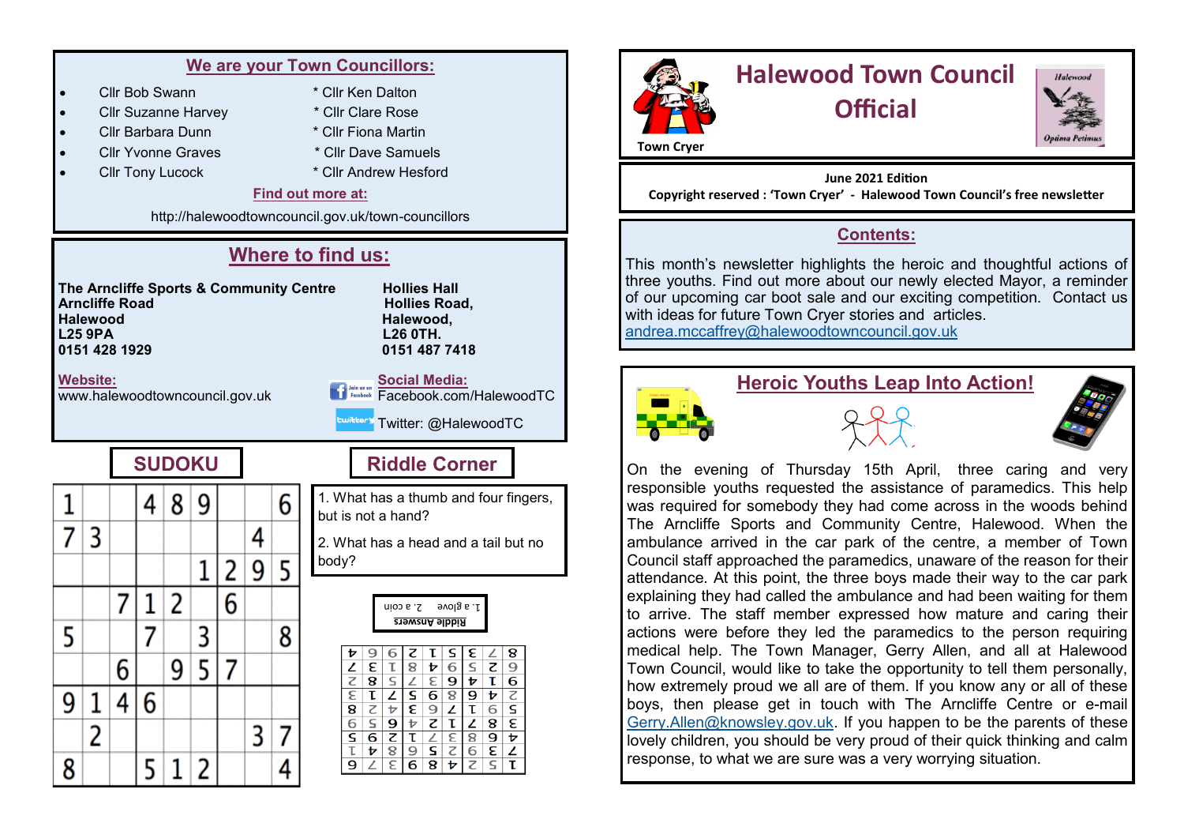## We are your Town Councillors:

- Cllr Bob Swann
- Cllr Suzanne Harvey
- Cllr Barbara Dunn
- Cllr Yvonne Graves
- Cllr Tony Lucock
- Cllr Ken Dalton
- Cllr Clare Rose
- Cllr Fiona Martin
- Cllr Dave Samuels
- Cllr Andrew Hesford

**Find out more at:**

http://halewoodtowncouncil.gov.uk/town-councillors

## Where to find us:

**The Arncliffe Sports & Community Centre**
**Arncliffe Road**
**Halewood**
**L25 9PA**
**0151 428 1929**

**Hollies Hall**
**Hollies Road,**
**Halewood,**
**L26 0TH.**
**0151 487 7418**

**Website:**
www.halewoodtowncouncil.gov.uk

**Social Media:**
Facebook.com/HalewoodTC
Twitter: @HalewoodTC

## SUDOKU

| | | | | | | | | |
|---|---|---|---|---|---|---|---|---|
| 1 | | | 4 | 8 | 9 | | | 6 |
| 7 | 3 | | | | | | 4 | |
| | | | | | 1 | 2 | 9 | 5 |
| | | 7 | 1 | 2 | | 6 | | |
| 5 | | | 7 | | 3 | | | 8 |
| | | 6 | | 9 | 5 | 7 | | |
| 9 | 1 | 4 | 6 | | | | | |
| | 2 | | | | | | 3 | 7 |
| 8 | | | 5 | 1 | 2 | | | 4 |

## Riddle Corner

1. What has a thumb and four fingers, but is not a hand?

2. What has a head and a tail but no body?

**Riddle Answers**
1. a glove 2. a coin

| | | | | | | | | |
|---|---|---|---|---|---|---|---|---|
| 1 | 5 | 2 | 4 | 8 | 9 | 3 | 7 | 6 |
| 7 | 3 | 9 | 2 | 5 | 8 | 6 | 4 | 1 |
| 4 | 6 | 8 | 3 | 7 | 1 | 2 | 9 | 5 |
| 3 | 8 | 7 | 1 | 2 | 4 | 6 | 5 | 9 |
| 5 | 9 | 1 | 7 | 6 | 3 | 4 | 2 | 8 |
| 2 | 4 | 6 | 8 | 9 | 5 | 7 | 1 | 3 |
| 9 | 1 | 4 | 6 | 3 | 7 | 5 | 8 | 2 |
| 6 | 2 | 5 | 9 | 4 | 8 | 1 | 3 | 7 |
| 8 | 7 | 3 | 5 | 1 | 2 | 9 | 6 | 4 |

# Halewood Town Council Official

Town Cryer

Halewood — Optima Petimus

**June 2021 Edition**
**Copyright reserved : 'Town Cryer' - Halewood Town Council's free newsletter**

## Contents:

This month's newsletter highlights the heroic and thoughtful actions of three youths. Find out more about our newly elected Mayor, a reminder of our upcoming car boot sale and our exciting competition. Contact us with ideas for future Town Cryer stories and articles. andrea.mccaffrey@halewoodtowncouncil.gov.uk

## Heroic Youths Leap Into Action!

On the evening of Thursday 15th April, three caring and very responsible youths requested the assistance of paramedics. This help was required for somebody they had come across in the woods behind The Arncliffe Sports and Community Centre, Halewood. When the ambulance arrived in the car park of the centre, a member of Town Council staff approached the paramedics, unaware of the reason for their attendance. At this point, the three boys made their way to the car park explaining they had called the ambulance and had been waiting for them to arrive. The staff member expressed how mature and caring their actions were before they led the paramedics to the person requiring medical help. The Town Manager, Gerry Allen, and all at Halewood Town Council, would like to take the opportunity to tell them personally, how extremely proud we all are of them. If you know any or all of these boys, then please get in touch with The Arncliffe Centre or e-mail Gerry.Allen@knowsley.gov.uk. If you happen to be the parents of these lovely children, you should be very proud of their quick thinking and calm response, to what we are sure was a very worrying situation.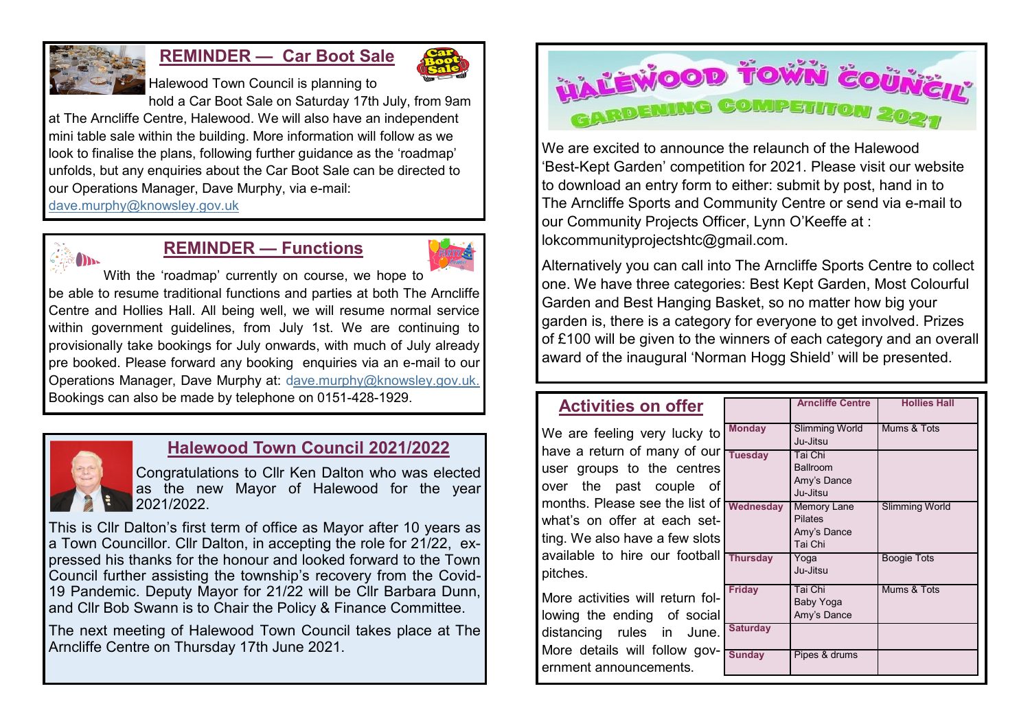## REMINDER — Car Boot Sale

Halewood Town Council is planning to hold a Car Boot Sale on Saturday 17th July, from 9am at The Arncliffe Centre, Halewood. We will also have an independent mini table sale within the building. More information will follow as we look to finalise the plans, following further guidance as the 'roadmap' unfolds, but any enquiries about the Car Boot Sale can be directed to our Operations Manager, Dave Murphy, via e-mail: dave.murphy@knowsley.gov.uk

## REMINDER — Functions

With the 'roadmap' currently on course, we hope to be able to resume traditional functions and parties at both The Arncliffe Centre and Hollies Hall. All being well, we will resume normal service within government guidelines, from July 1st. We are continuing to provisionally take bookings for July onwards, with much of July already pre booked. Please forward any booking enquiries via an e-mail to our Operations Manager, Dave Murphy at: dave.murphy@knowsley.gov.uk. Bookings can also be made by telephone on 0151-428-1929.

## Halewood Town Council 2021/2022

Congratulations to Cllr Ken Dalton who was elected as the new Mayor of Halewood for the year 2021/2022.

This is Cllr Dalton's first term of office as Mayor after 10 years as a Town Councillor. Cllr Dalton, in accepting the role for 21/22, expressed his thanks for the honour and looked forward to the Town Council further assisting the township's recovery from the Covid-19 Pandemic. Deputy Mayor for 21/22 will be Cllr Barbara Dunn, and Cllr Bob Swann is to Chair the Policy & Finance Committee.

The next meeting of Halewood Town Council takes place at The Arncliffe Centre on Thursday 17th June 2021.

## HALEWOOD TOWN COUNCIL GARDENING COMPETITON 2021

We are excited to announce the relaunch of the Halewood 'Best-Kept Garden' competition for 2021. Please visit our website to download an entry form to either: submit by post, hand in to The Arncliffe Sports and Community Centre or send via e-mail to our Community Projects Officer, Lynn O'Keeffe at : lokcommunityprojectshtc@gmail.com.

Alternatively you can call into The Arncliffe Sports Centre to collect one. We have three categories: Best Kept Garden, Most Colourful Garden and Best Hanging Basket, so no matter how big your garden is, there is a category for everyone to get involved. Prizes of £100 will be given to the winners of each category and an overall award of the inaugural 'Norman Hogg Shield' will be presented.

## Activities on offer

We are feeling very lucky to have a return of many of our user groups to the centres over the past couple of months. Please see the list of what's on offer at each setting. We also have a few slots available to hire our football pitches.

More activities will return following the ending of social distancing rules in June. More details will follow government announcements.

| | Arncliffe Centre | Hollies Hall |
|---|---|---|
| Monday | Slimming World<br>Ju-Jitsu | Mums & Tots |
| Tuesday | Tai Chi<br>Ballroom<br>Amy's Dance<br>Ju-Jitsu | |
| Wednesday | Memory Lane<br>Pilates<br>Amy's Dance<br>Tai Chi | Slimming World |
| Thursday | Yoga<br>Ju-Jitsu | Boogie Tots |
| Friday | Tai Chi<br>Baby Yoga<br>Amy's Dance | Mums & Tots |
| Saturday | | |
| Sunday | Pipes & drums | |